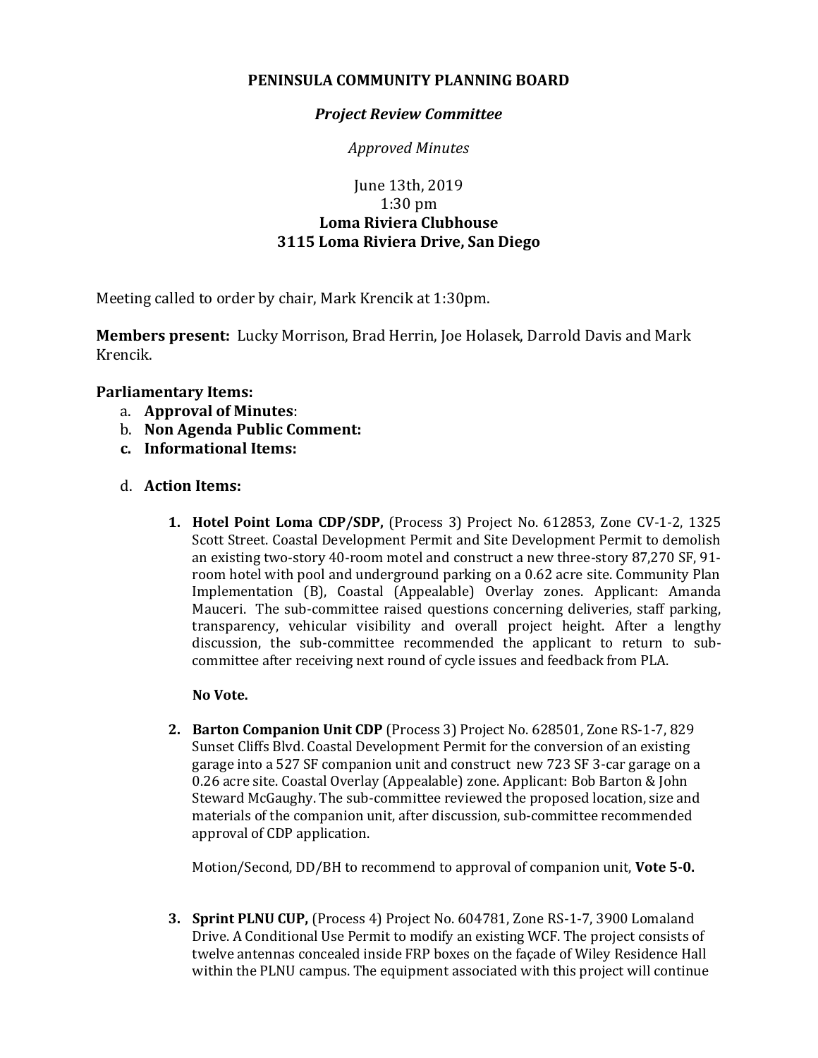**PENINSULA COMMUNITY PLANNING BOARD**

***Project Review Committee***

*Approved Minutes*

June 13th, 2019
1:30 pm
**Loma Riviera Clubhouse**
**3115 Loma Riviera Drive, San Diego**

Meeting called to order by chair, Mark Krencik at 1:30pm.

**Members present:** Lucky Morrison, Brad Herrin, Joe Holasek, Darrold Davis and Mark Krencik.

**Parliamentary Items:**

a. **Approval of Minutes**:
b. **Non Agenda Public Comment:**
c. **Informational Items:**

d. **Action Items:**

1. **Hotel Point Loma CDP/SDP,** (Process 3) Project No. 612853, Zone CV-1-2, 1325 Scott Street. Coastal Development Permit and Site Development Permit to demolish an existing two-story 40-room motel and construct a new three-story 87,270 SF, 91-room hotel with pool and underground parking on a 0.62 acre site. Community Plan Implementation (B), Coastal (Appealable) Overlay zones. Applicant: Amanda Mauceri. The sub-committee raised questions concerning deliveries, staff parking, transparency, vehicular visibility and overall project height. After a lengthy discussion, the sub-committee recommended the applicant to return to sub-committee after receiving next round of cycle issues and feedback from PLA.

   **No Vote.**

2. **Barton Companion Unit CDP** (Process 3) Project No. 628501, Zone RS-1-7, 829 Sunset Cliffs Blvd. Coastal Development Permit for the conversion of an existing garage into a 527 SF companion unit and construct new 723 SF 3-car garage on a 0.26 acre site. Coastal Overlay (Appealable) zone. Applicant: Bob Barton & John Steward McGaughy. The sub-committee reviewed the proposed location, size and materials of the companion unit, after discussion, sub-committee recommended approval of CDP application.

   Motion/Second, DD/BH to recommend to approval of companion unit, **Vote 5-0.**

3. **Sprint PLNU CUP,** (Process 4) Project No. 604781, Zone RS-1-7, 3900 Lomaland Drive. A Conditional Use Permit to modify an existing WCF. The project consists of twelve antennas concealed inside FRP boxes on the façade of Wiley Residence Hall within the PLNU campus. The equipment associated with this project will continue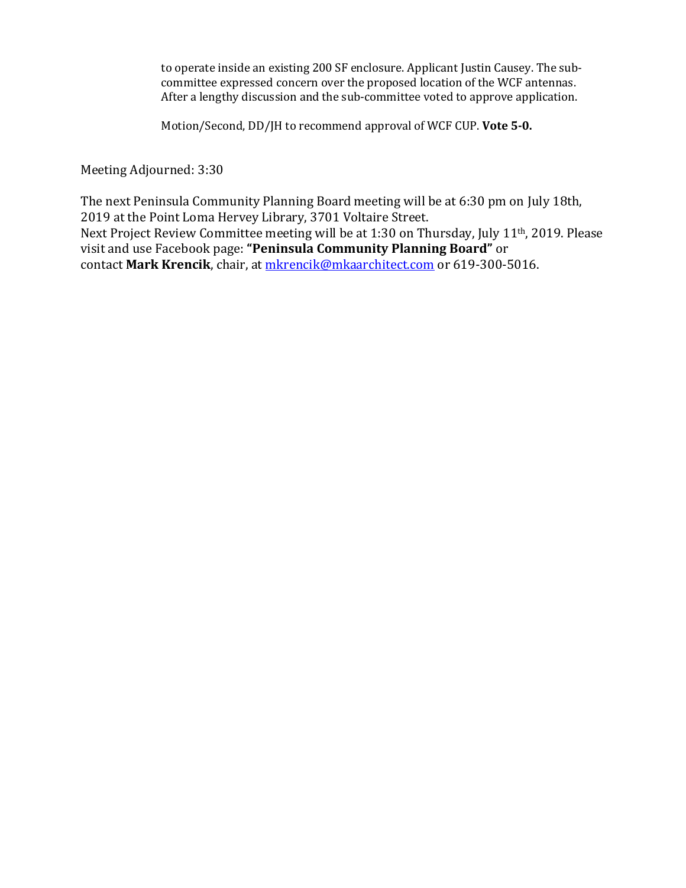to operate inside an existing 200 SF enclosure. Applicant Justin Causey. The sub-committee expressed concern over the proposed location of the WCF antennas. After a lengthy discussion and the sub-committee voted to approve application.

Motion/Second, DD/JH to recommend approval of WCF CUP. **Vote 5-0.**

Meeting Adjourned: 3:30

The next Peninsula Community Planning Board meeting will be at 6:30 pm on July 18th, 2019 at the Point Loma Hervey Library, 3701 Voltaire Street.
Next Project Review Committee meeting will be at 1:30 on Thursday, July 11th, 2019. Please visit and use Facebook page: **"Peninsula Community Planning Board"** or contact **Mark Krencik**, chair, at [mkrencik@mkaarchitect.com](mailto:mkrencik@mkaarchitect.com) or 619-300-5016.